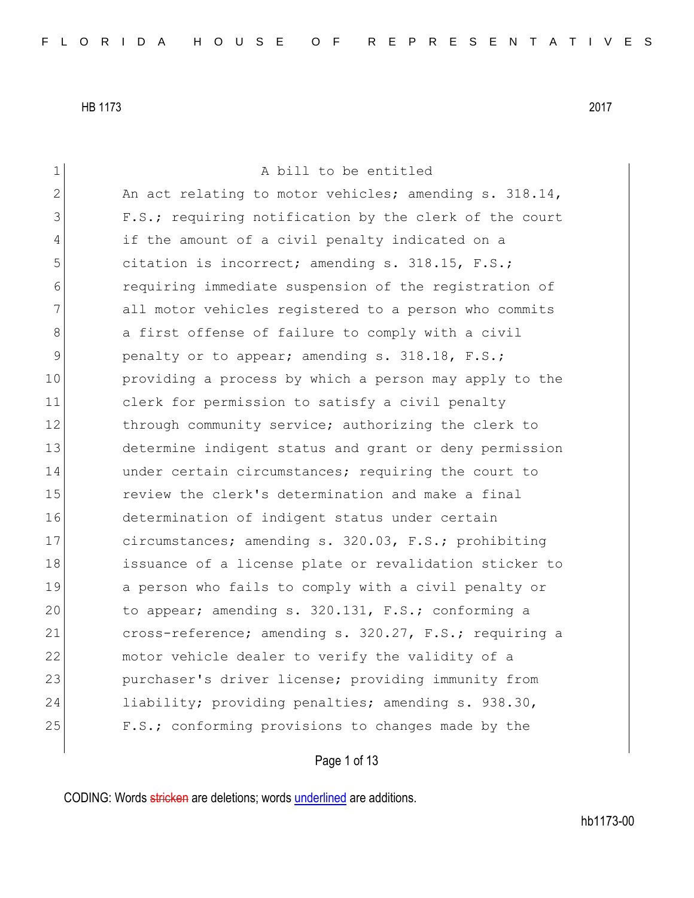A bill to be entitled

An act relating to motor vehicles; amending s. 318.14, F.S.; requiring notification by the clerk of the court if the amount of a civil penalty indicated on a citation is incorrect; amending s. 318.15, F.S.; requiring immediate suspension of the registration of all motor vehicles registered to a person who commits a first offense of failure to comply with a civil penalty or to appear; amending s. 318.18, F.S.; providing a process by which a person may apply to the clerk for permission to satisfy a civil penalty through community service; authorizing the clerk to determine indigent status and grant or deny permission under certain circumstances; requiring the court to review the clerk's determination and make a final determination of indigent status under certain circumstances; amending s. 320.03, F.S.; prohibiting issuance of a license plate or revalidation sticker to a person who fails to comply with a civil penalty or to appear; amending s. 320.131, F.S.; conforming a cross-reference; amending s. 320.27, F.S.; requiring a motor vehicle dealer to verify the validity of a purchaser's driver license; providing immunity from liability; providing penalties; amending s. 938.30, F.S.; conforming provisions to changes made by the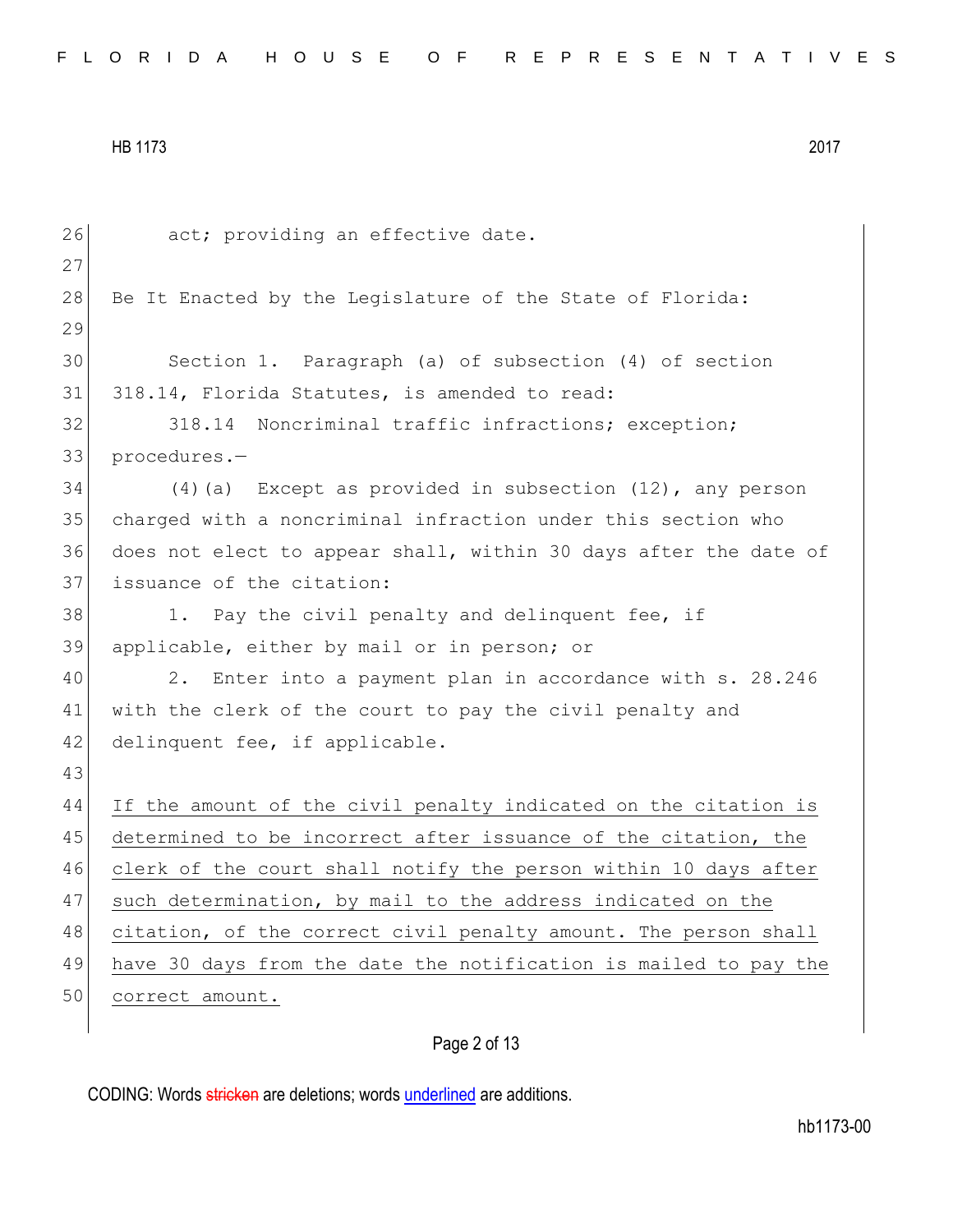act; providing an effective date.

Be It Enacted by the Legislature of the State of Florida:

Section 1. Paragraph (a) of subsection (4) of section 318.14, Florida Statutes, is amended to read:

318.14 Noncriminal traffic infractions; exception; procedures.—

(4)(a) Except as provided in subsection (12), any person charged with a noncriminal infraction under this section who does not elect to appear shall, within 30 days after the date of issuance of the citation:

1. Pay the civil penalty and delinquent fee, if applicable, either by mail or in person; or

2. Enter into a payment plan in accordance with s. 28.246 with the clerk of the court to pay the civil penalty and delinquent fee, if applicable.

<u>If the amount of the civil penalty indicated on the citation is determined to be incorrect after issuance of the citation, the clerk of the court shall notify the person within 10 days after such determination, by mail to the address indicated on the citation, of the correct civil penalty amount. The person shall have 30 days from the date the notification is mailed to pay the correct amount.</u>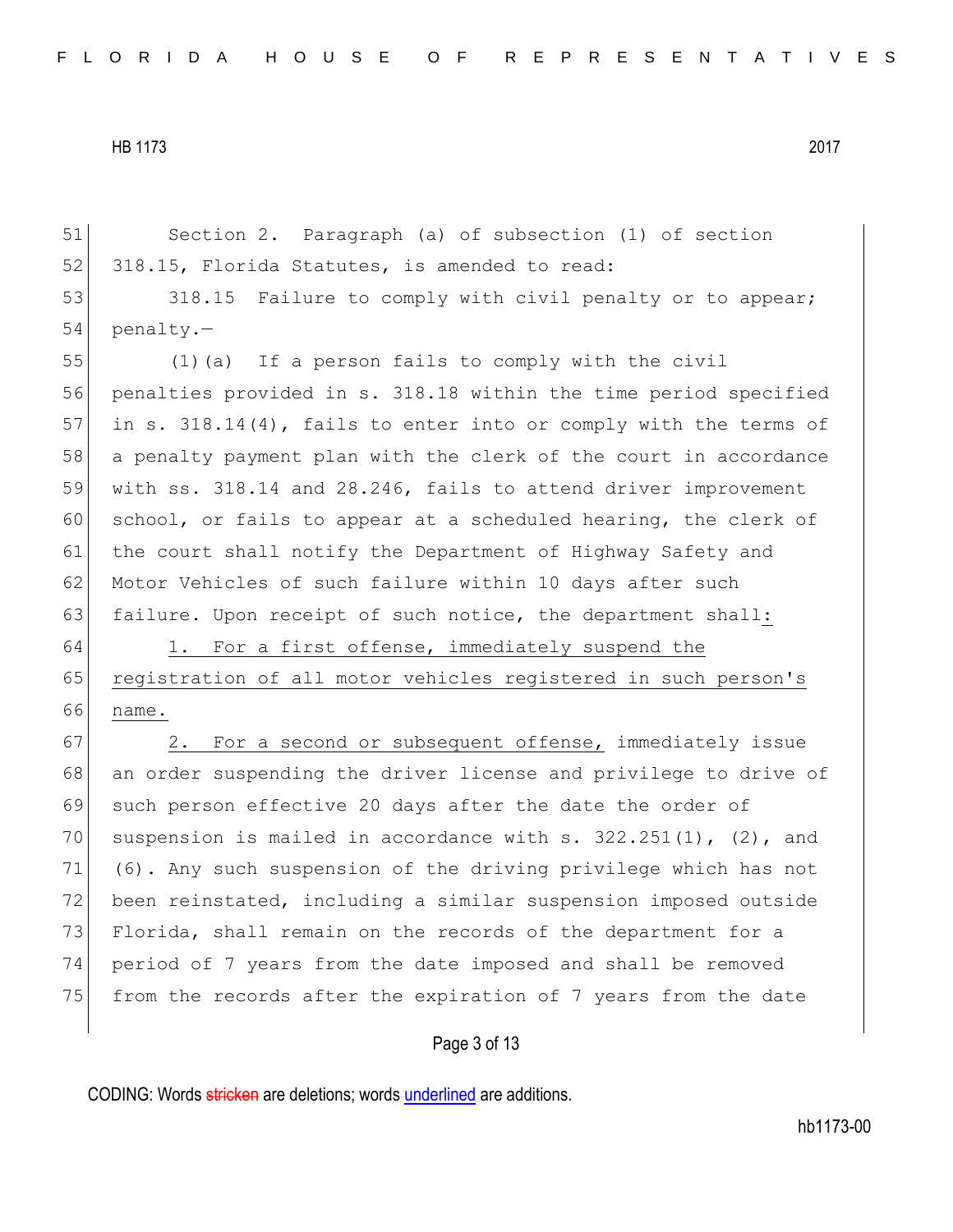Section 2. Paragraph (a) of subsection (1) of section 318.15, Florida Statutes, is amended to read:

318.15 Failure to comply with civil penalty or to appear; penalty.—

(1)(a) If a person fails to comply with the civil penalties provided in s. 318.18 within the time period specified in s. 318.14(4), fails to enter into or comply with the terms of a penalty payment plan with the clerk of the court in accordance with ss. 318.14 and 28.246, fails to attend driver improvement school, or fails to appear at a scheduled hearing, the clerk of the court shall notify the Department of Highway Safety and Motor Vehicles of such failure within 10 days after such failure. Upon receipt of such notice, the department shall<u>:</u>

<u>1. For a first offense, immediately suspend the registration of all motor vehicles registered in such person's name.</u>

<u>2. For a second or subsequent offense,</u> immediately issue an order suspending the driver license and privilege to drive of such person effective 20 days after the date the order of suspension is mailed in accordance with s. 322.251(1), (2), and (6). Any such suspension of the driving privilege which has not been reinstated, including a similar suspension imposed outside Florida, shall remain on the records of the department for a period of 7 years from the date imposed and shall be removed from the records after the expiration of 7 years from the date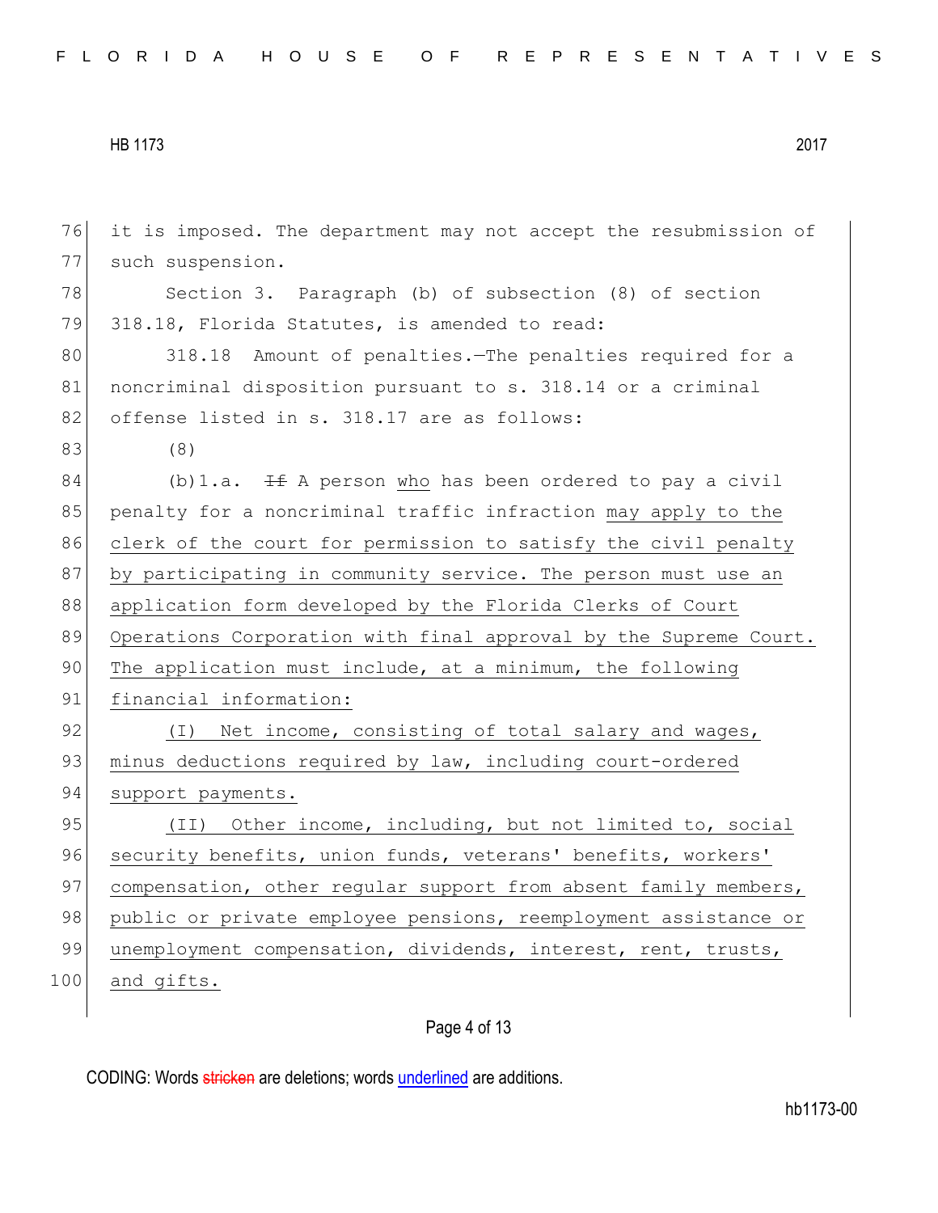it is imposed. The department may not accept the resubmission of such suspension.

Section 3. Paragraph (b) of subsection (8) of section 318.18, Florida Statutes, is amended to read:

318.18 Amount of penalties.—The penalties required for a noncriminal disposition pursuant to s. 318.14 or a criminal offense listed in s. 318.17 are as follows:

(8)

(b)1.a. ~~If~~ A person <u>who</u> has been ordered to pay a civil penalty for a noncriminal traffic infraction <u>may apply to the clerk of the court for permission to satisfy the civil penalty by participating in community service. The person must use an application form developed by the Florida Clerks of Court Operations Corporation with final approval by the Supreme Court. The application must include, at a minimum, the following financial information:</u>

<u>(I) Net income, consisting of total salary and wages, minus deductions required by law, including court-ordered support payments.</u>

<u>(II) Other income, including, but not limited to, social security benefits, union funds, veterans' benefits, workers' compensation, other regular support from absent family members, public or private employee pensions, reemployment assistance or unemployment compensation, dividends, interest, rent, trusts, and gifts.</u>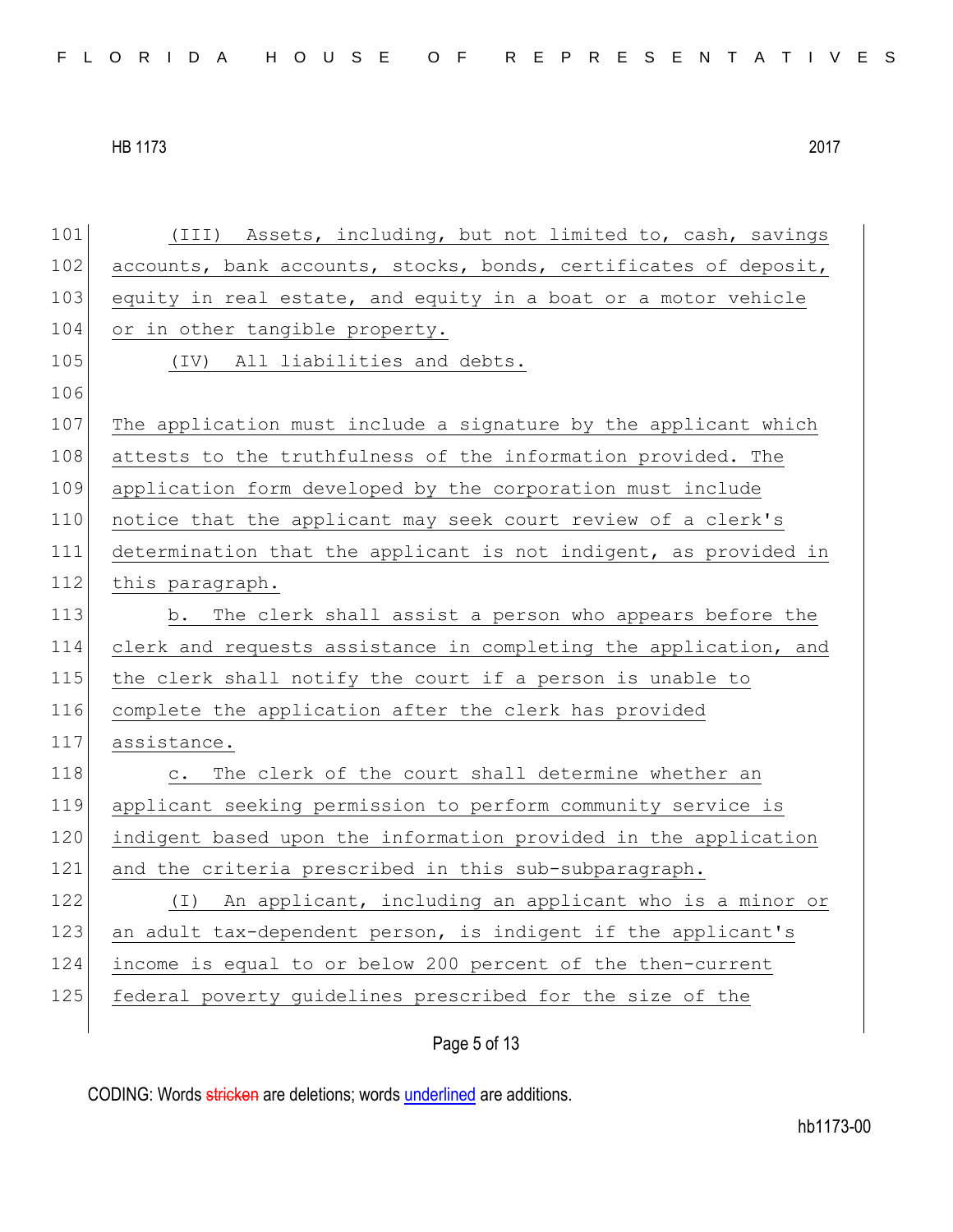101 (III) Assets, including, but not limited to, cash, savings
102 accounts, bank accounts, stocks, bonds, certificates of deposit,
103 equity in real estate, and equity in a boat or a motor vehicle
104 or in other tangible property.
105 (IV) All liabilities and debts.
106
107 The application must include a signature by the applicant which
108 attests to the truthfulness of the information provided. The
109 application form developed by the corporation must include
110 notice that the applicant may seek court review of a clerk's
111 determination that the applicant is not indigent, as provided in
112 this paragraph.
113 b. The clerk shall assist a person who appears before the
114 clerk and requests assistance in completing the application, and
115 the clerk shall notify the court if a person is unable to
116 complete the application after the clerk has provided
117 assistance.
118 c. The clerk of the court shall determine whether an
119 applicant seeking permission to perform community service is
120 indigent based upon the information provided in the application
121 and the criteria prescribed in this sub-subparagraph.
122 (I) An applicant, including an applicant who is a minor or
123 an adult tax-dependent person, is indigent if the applicant's
124 income is equal to or below 200 percent of the then-current
125 federal poverty guidelines prescribed for the size of the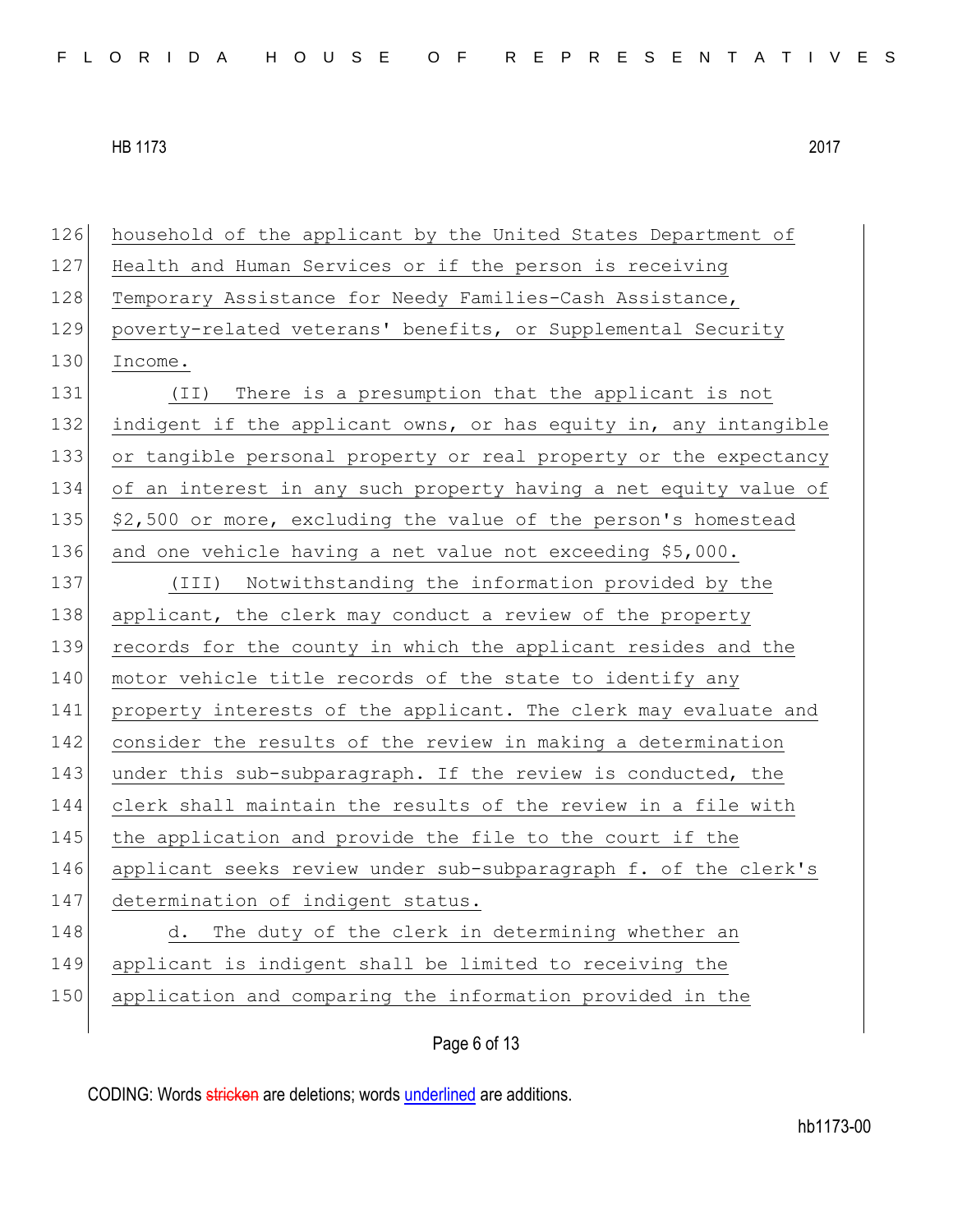126 household of the applicant by the United States Department of
127 Health and Human Services or if the person is receiving
128 Temporary Assistance for Needy Families-Cash Assistance,
129 poverty-related veterans' benefits, or Supplemental Security
130 Income.

131 (II) There is a presumption that the applicant is not
132 indigent if the applicant owns, or has equity in, any intangible
133 or tangible personal property or real property or the expectancy
134 of an interest in any such property having a net equity value of
135 $2,500 or more, excluding the value of the person's homestead
136 and one vehicle having a net value not exceeding $5,000.

137 (III) Notwithstanding the information provided by the
138 applicant, the clerk may conduct a review of the property
139 records for the county in which the applicant resides and the
140 motor vehicle title records of the state to identify any
141 property interests of the applicant. The clerk may evaluate and
142 consider the results of the review in making a determination
143 under this sub-subparagraph. If the review is conducted, the
144 clerk shall maintain the results of the review in a file with
145 the application and provide the file to the court if the
146 applicant seeks review under sub-subparagraph f. of the clerk's
147 determination of indigent status.

148 d. The duty of the clerk in determining whether an
149 applicant is indigent shall be limited to receiving the
150 application and comparing the information provided in the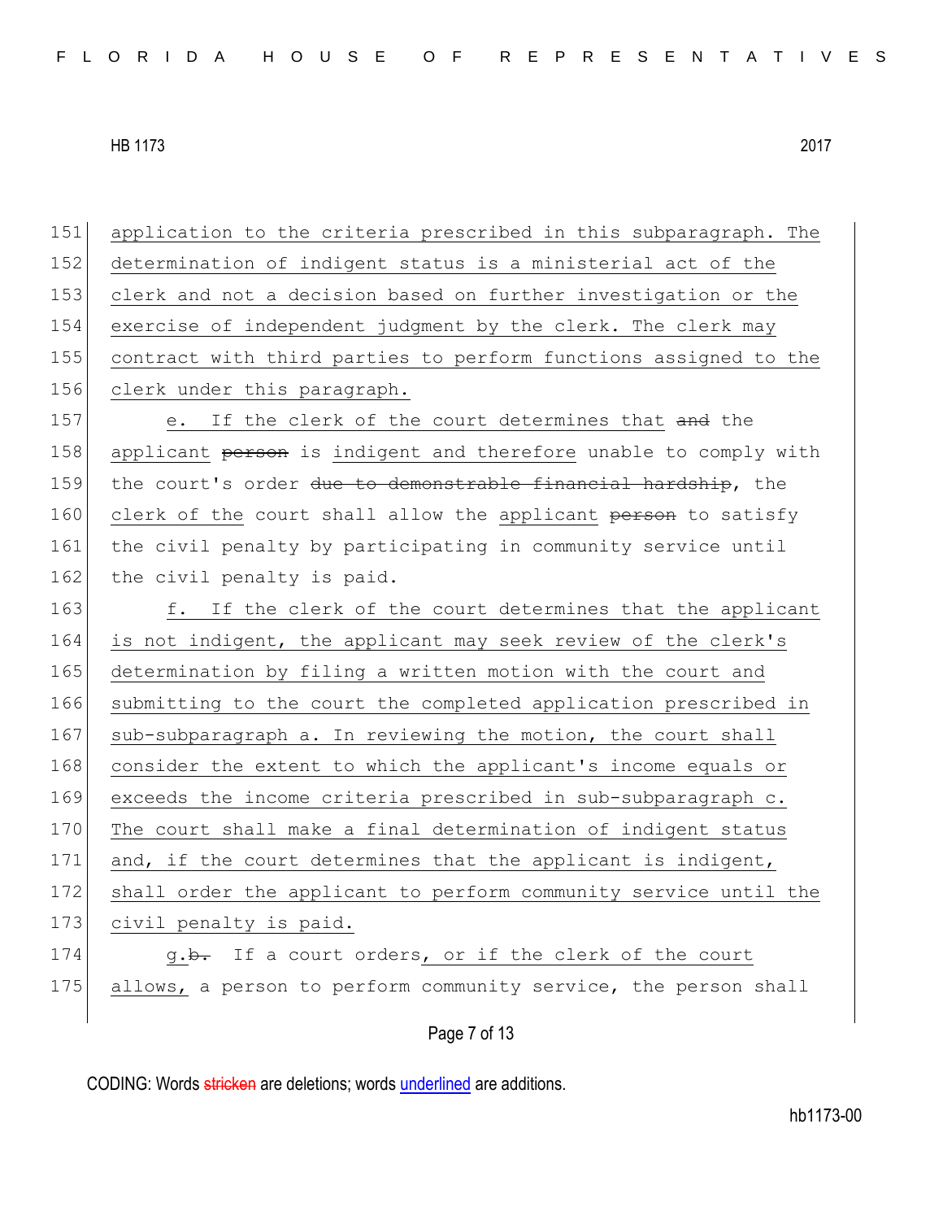151 application to the criteria prescribed in this subparagraph. The
152 determination of indigent status is a ministerial act of the
153 clerk and not a decision based on further investigation or the
154 exercise of independent judgment by the clerk. The clerk may
155 contract with third parties to perform functions assigned to the
156 clerk under this paragraph.

157 e. If the clerk of the court determines that ~~and~~ the
158 applicant ~~person~~ is indigent and therefore unable to comply with
159 the court's order ~~due to demonstrable financial hardship~~, the
160 clerk of the court shall allow the applicant ~~person~~ to satisfy
161 the civil penalty by participating in community service until
162 the civil penalty is paid.

163 f. If the clerk of the court determines that the applicant
164 is not indigent, the applicant may seek review of the clerk's
165 determination by filing a written motion with the court and
166 submitting to the court the completed application prescribed in
167 sub-subparagraph a. In reviewing the motion, the court shall
168 consider the extent to which the applicant's income equals or
169 exceeds the income criteria prescribed in sub-subparagraph c.
170 The court shall make a final determination of indigent status
171 and, if the court determines that the applicant is indigent,
172 shall order the applicant to perform community service until the
173 civil penalty is paid.

174 g.~~b.~~ If a court orders, or if the clerk of the court
175 allows, a person to perform community service, the person shall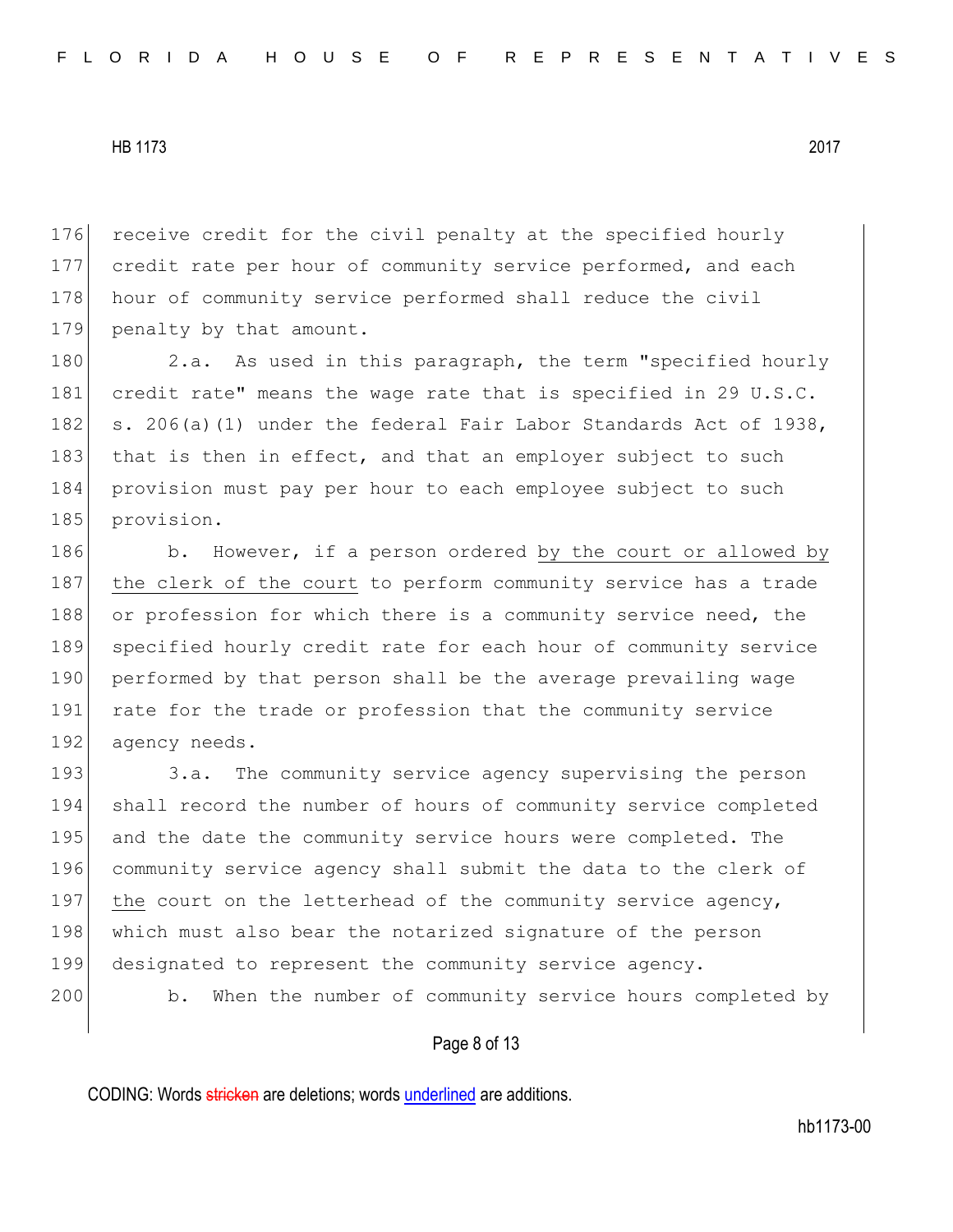receive credit for the civil penalty at the specified hourly credit rate per hour of community service performed, and each hour of community service performed shall reduce the civil penalty by that amount.

2.a. As used in this paragraph, the term "specified hourly credit rate" means the wage rate that is specified in 29 U.S.C. s. 206(a)(1) under the federal Fair Labor Standards Act of 1938, that is then in effect, and that an employer subject to such provision must pay per hour to each employee subject to such provision.

b. However, if a person ordered by the court or allowed by the clerk of the court to perform community service has a trade or profession for which there is a community service need, the specified hourly credit rate for each hour of community service performed by that person shall be the average prevailing wage rate for the trade or profession that the community service agency needs.

3.a. The community service agency supervising the person shall record the number of hours of community service completed and the date the community service hours were completed. The community service agency shall submit the data to the clerk of the court on the letterhead of the community service agency, which must also bear the notarized signature of the person designated to represent the community service agency.

b. When the number of community service hours completed by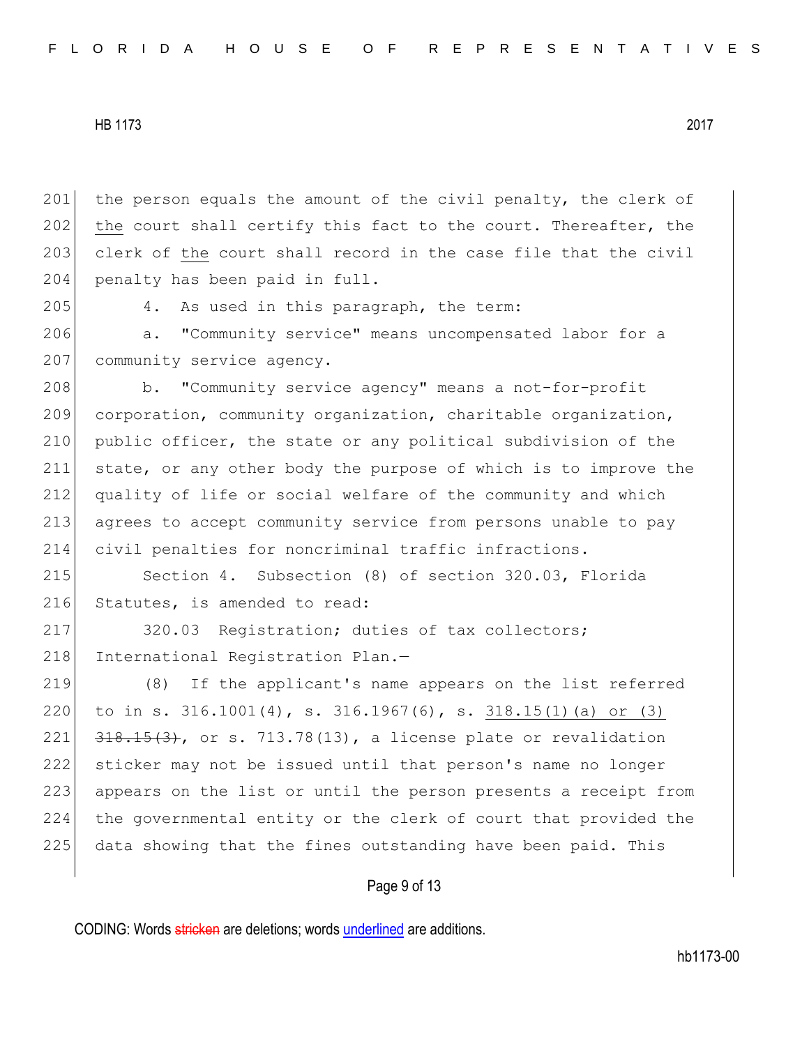the person equals the amount of the civil penalty, the clerk of <u>the</u> court shall certify this fact to the court. Thereafter, the clerk of <u>the</u> court shall record in the case file that the civil penalty has been paid in full.

4. As used in this paragraph, the term:

a. "Community service" means uncompensated labor for a community service agency.

b. "Community service agency" means a not-for-profit corporation, community organization, charitable organization, public officer, the state or any political subdivision of the state, or any other body the purpose of which is to improve the quality of life or social welfare of the community and which agrees to accept community service from persons unable to pay civil penalties for noncriminal traffic infractions.

Section 4. Subsection (8) of section 320.03, Florida Statutes, is amended to read:

320.03 Registration; duties of tax collectors; International Registration Plan.—

(8) If the applicant's name appears on the list referred to in s. 316.1001(4), s. 316.1967(6), s. <u>318.15(1)(a) or (3)</u> ~~318.15(3)~~, or s. 713.78(13), a license plate or revalidation sticker may not be issued until that person's name no longer appears on the list or until the person presents a receipt from the governmental entity or the clerk of court that provided the data showing that the fines outstanding have been paid. This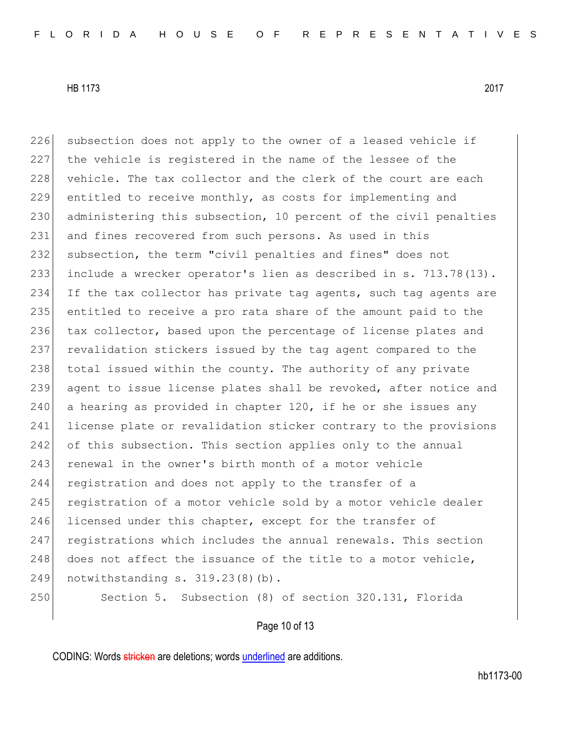226 subsection does not apply to the owner of a leased vehicle if
227 the vehicle is registered in the name of the lessee of the
228 vehicle. The tax collector and the clerk of the court are each
229 entitled to receive monthly, as costs for implementing and
230 administering this subsection, 10 percent of the civil penalties
231 and fines recovered from such persons. As used in this
232 subsection, the term "civil penalties and fines" does not
233 include a wrecker operator's lien as described in s. 713.78(13).
234 If the tax collector has private tag agents, such tag agents are
235 entitled to receive a pro rata share of the amount paid to the
236 tax collector, based upon the percentage of license plates and
237 revalidation stickers issued by the tag agent compared to the
238 total issued within the county. The authority of any private
239 agent to issue license plates shall be revoked, after notice and
240 a hearing as provided in chapter 120, if he or she issues any
241 license plate or revalidation sticker contrary to the provisions
242 of this subsection. This section applies only to the annual
243 renewal in the owner's birth month of a motor vehicle
244 registration and does not apply to the transfer of a
245 registration of a motor vehicle sold by a motor vehicle dealer
246 licensed under this chapter, except for the transfer of
247 registrations which includes the annual renewals. This section
248 does not affect the issuance of the title to a motor vehicle,
249 notwithstanding s. 319.23(8)(b).

250 Section 5. Subsection (8) of section 320.131, Florida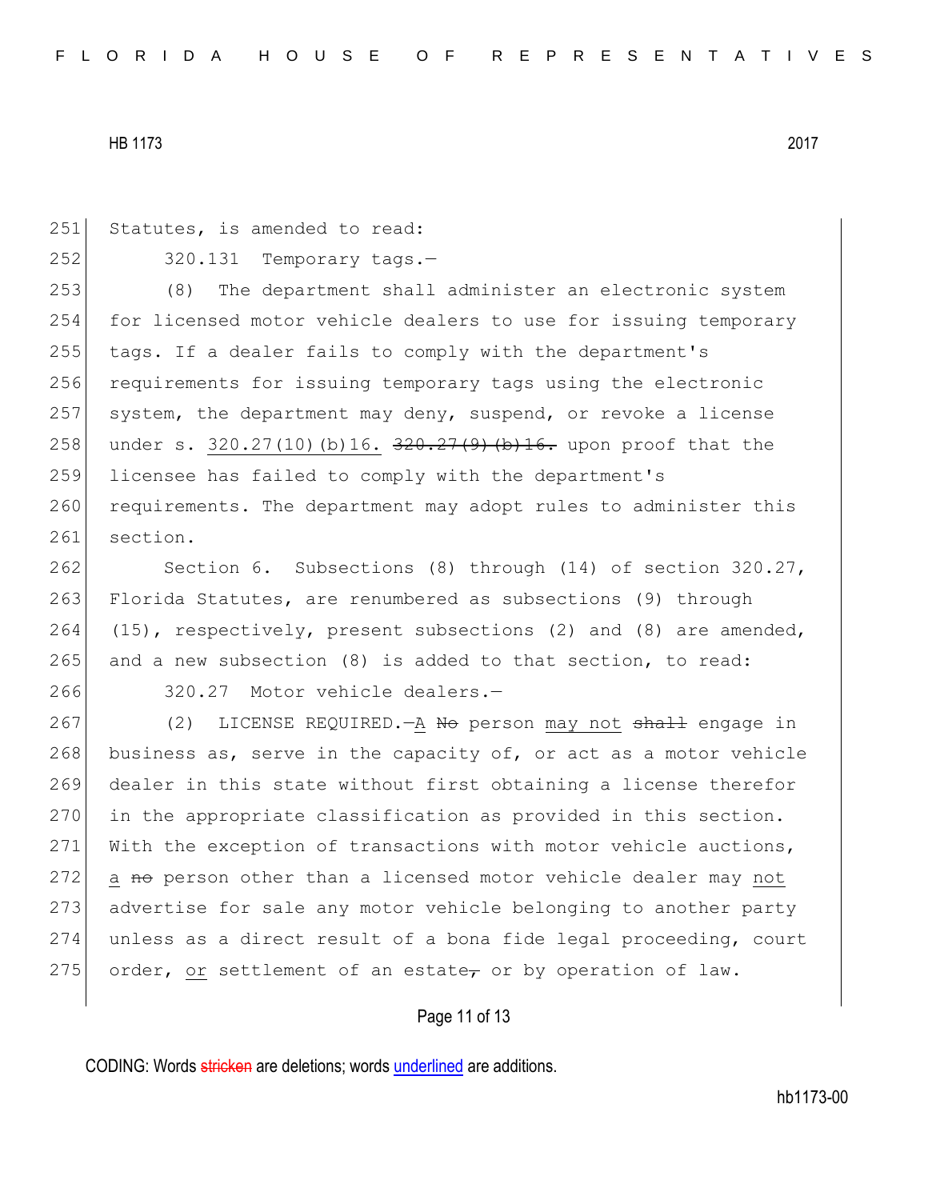251 Statutes, is amended to read:

252 320.131 Temporary tags.—

253 (8) The department shall administer an electronic system
254 for licensed motor vehicle dealers to use for issuing temporary
255 tags. If a dealer fails to comply with the department's
256 requirements for issuing temporary tags using the electronic
257 system, the department may deny, suspend, or revoke a license
258 under s. 320.27(10)(b)16. ~~320.27(9)(b)16.~~ upon proof that the
259 licensee has failed to comply with the department's
260 requirements. The department may adopt rules to administer this
261 section.

262 Section 6. Subsections (8) through (14) of section 320.27,
263 Florida Statutes, are renumbered as subsections (9) through
264 (15), respectively, present subsections (2) and (8) are amended,
265 and a new subsection (8) is added to that section, to read:

266 320.27 Motor vehicle dealers.—

267 (2) LICENSE REQUIRED.—A ~~No~~ person may not ~~shall~~ engage in
268 business as, serve in the capacity of, or act as a motor vehicle
269 dealer in this state without first obtaining a license therefor
270 in the appropriate classification as provided in this section.
271 With the exception of transactions with motor vehicle auctions,
272 a ~~no~~ person other than a licensed motor vehicle dealer may not
273 advertise for sale any motor vehicle belonging to another party
274 unless as a direct result of a bona fide legal proceeding, court
275 order, or settlement of an estate~~,~~ or by operation of law.

CODING: Words ~~stricken~~ are deletions; words underlined are additions.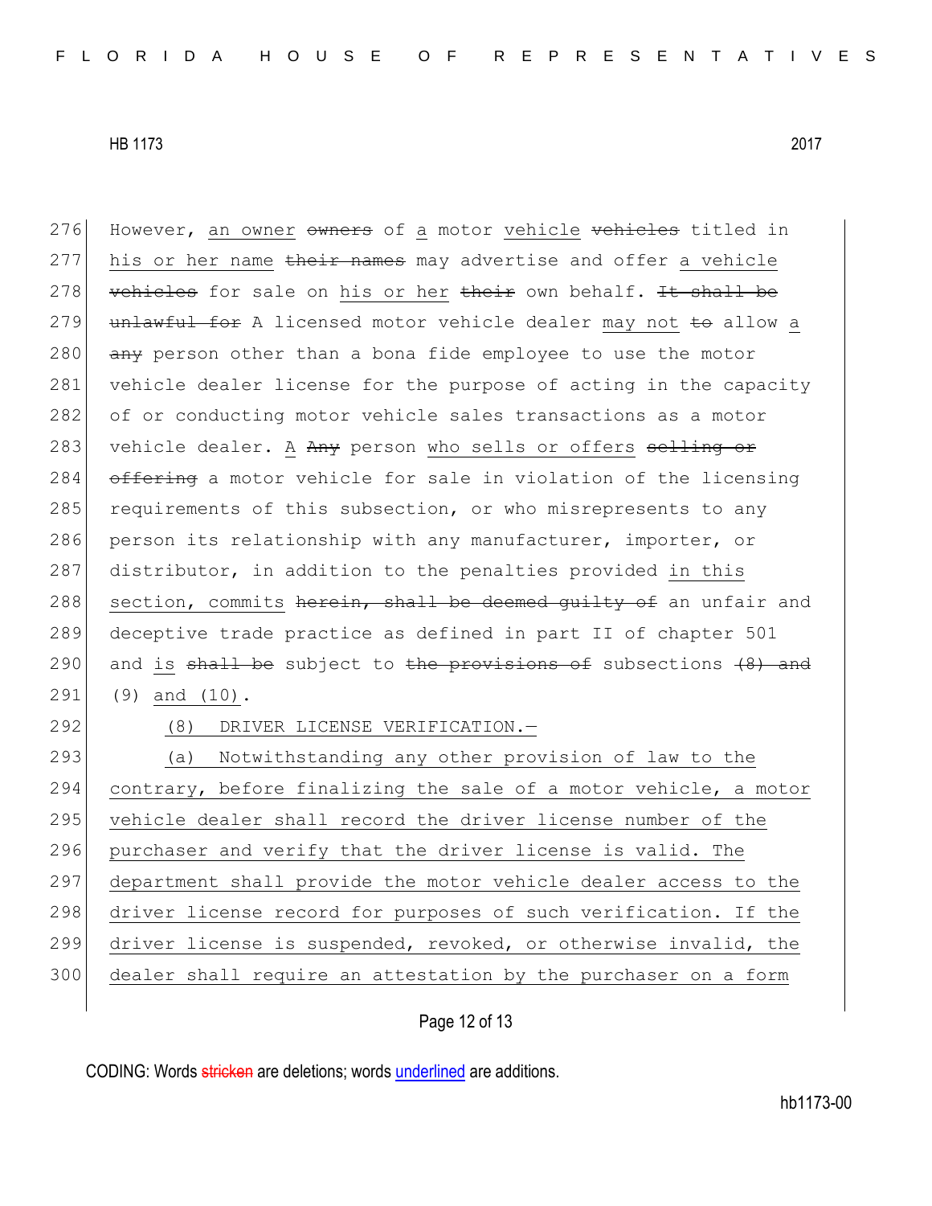However, an owner ~~owners~~ of a motor vehicle ~~vehicles~~ titled in his or her name ~~their names~~ may advertise and offer a vehicle ~~vehicles~~ for sale on his or her ~~their~~ own behalf. ~~It shall be unlawful for~~ A licensed motor vehicle dealer may not ~~to~~ allow a ~~any~~ person other than a bona fide employee to use the motor vehicle dealer license for the purpose of acting in the capacity of or conducting motor vehicle sales transactions as a motor vehicle dealer. A ~~Any~~ person who sells or offers ~~selling or offering~~ a motor vehicle for sale in violation of the licensing requirements of this subsection, or who misrepresents to any person its relationship with any manufacturer, importer, or distributor, in addition to the penalties provided in this section, commits ~~herein, shall be deemed guilty of~~ an unfair and deceptive trade practice as defined in part II of chapter 501 and is ~~shall be~~ subject to ~~the provisions of~~ subsections ~~(8) and~~ (9) and (10).

(8) DRIVER LICENSE VERIFICATION.—

(a) Notwithstanding any other provision of law to the contrary, before finalizing the sale of a motor vehicle, a motor vehicle dealer shall record the driver license number of the purchaser and verify that the driver license is valid. The department shall provide the motor vehicle dealer access to the driver license record for purposes of such verification. If the driver license is suspended, revoked, or otherwise invalid, the dealer shall require an attestation by the purchaser on a form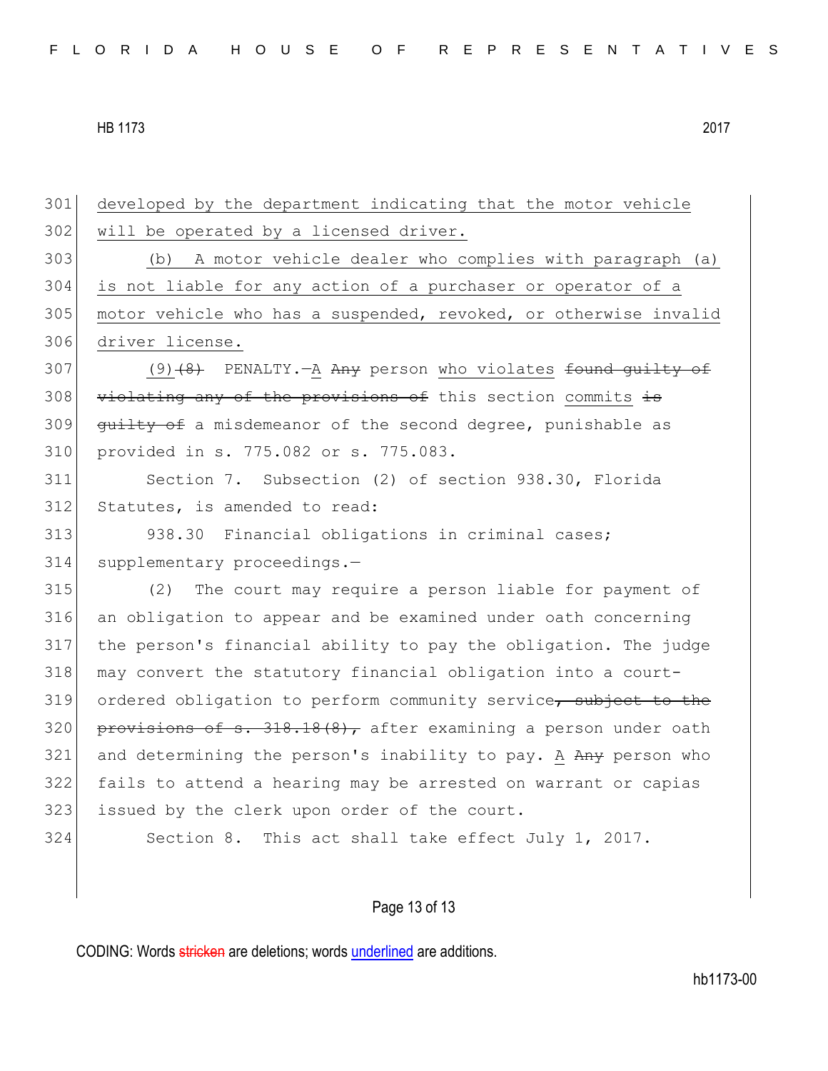301 developed by the department indicating that the motor vehicle
302 will be operated by a licensed driver.

303 (b) A motor vehicle dealer who complies with paragraph (a)
304 is not liable for any action of a purchaser or operator of a
305 motor vehicle who has a suspended, revoked, or otherwise invalid
306 driver license.

307 (9)~~(8)~~ PENALTY.—A ~~Any~~ person who violates ~~found guilty of~~
308 ~~violating any of the provisions of~~ this section commits ~~is~~
309 ~~guilty of~~ a misdemeanor of the second degree, punishable as
310 provided in s. 775.082 or s. 775.083.

311 Section 7. Subsection (2) of section 938.30, Florida
312 Statutes, is amended to read:

313 938.30 Financial obligations in criminal cases;
314 supplementary proceedings.—

315 (2) The court may require a person liable for payment of
316 an obligation to appear and be examined under oath concerning
317 the person's financial ability to pay the obligation. The judge
318 may convert the statutory financial obligation into a court-
319 ordered obligation to perform community service~~, subject to the~~
320 ~~provisions of s. 318.18(8),~~ after examining a person under oath
321 and determining the person's inability to pay. A ~~Any~~ person who
322 fails to attend a hearing may be arrested on warrant or capias
323 issued by the clerk upon order of the court.

324 Section 8. This act shall take effect July 1, 2017.

CODING: Words ~~stricken~~ are deletions; words underlined are additions.